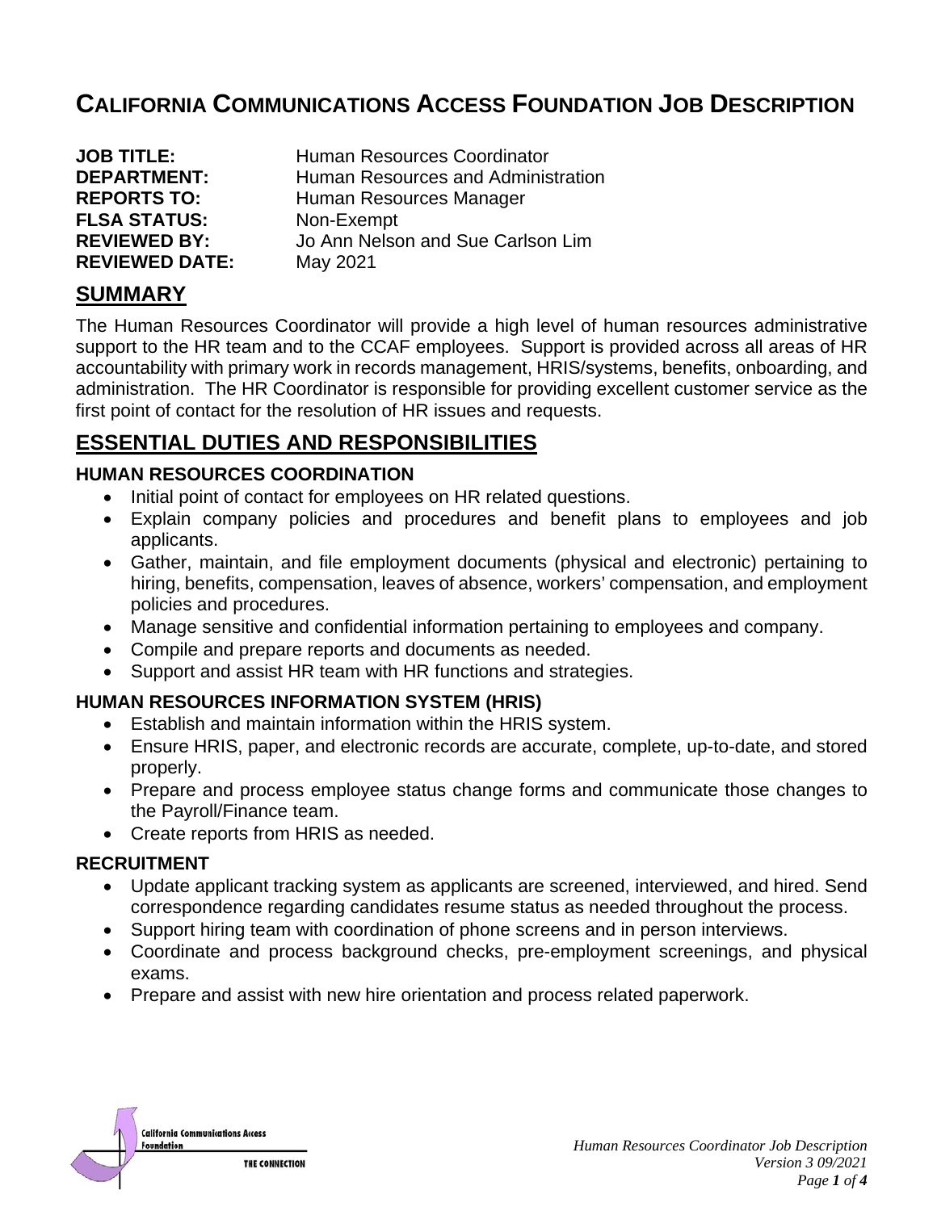# California Communications Access Foundation Job Description

**JOB TITLE:** Human Resources Coordinator
**DEPARTMENT:** Human Resources and Administration
**REPORTS TO:** Human Resources Manager
**FLSA STATUS:** Non-Exempt
**REVIEWED BY:** Jo Ann Nelson and Sue Carlson Lim
**REVIEWED DATE:** May 2021

## SUMMARY

The Human Resources Coordinator will provide a high level of human resources administrative support to the HR team and to the CCAF employees. Support is provided across all areas of HR accountability with primary work in records management, HRIS/systems, benefits, onboarding, and administration. The HR Coordinator is responsible for providing excellent customer service as the first point of contact for the resolution of HR issues and requests.

## ESSENTIAL DUTIES AND RESPONSIBILITIES

### HUMAN RESOURCES COORDINATION

- Initial point of contact for employees on HR related questions.
- Explain company policies and procedures and benefit plans to employees and job applicants.
- Gather, maintain, and file employment documents (physical and electronic) pertaining to hiring, benefits, compensation, leaves of absence, workers' compensation, and employment policies and procedures.
- Manage sensitive and confidential information pertaining to employees and company.
- Compile and prepare reports and documents as needed.
- Support and assist HR team with HR functions and strategies.

### HUMAN RESOURCES INFORMATION SYSTEM (HRIS)

- Establish and maintain information within the HRIS system.
- Ensure HRIS, paper, and electronic records are accurate, complete, up-to-date, and stored properly.
- Prepare and process employee status change forms and communicate those changes to the Payroll/Finance team.
- Create reports from HRIS as needed.

### RECRUITMENT

- Update applicant tracking system as applicants are screened, interviewed, and hired. Send correspondence regarding candidates resume status as needed throughout the process.
- Support hiring team with coordination of phone screens and in person interviews.
- Coordinate and process background checks, pre-employment screenings, and physical exams.
- Prepare and assist with new hire orientation and process related paperwork.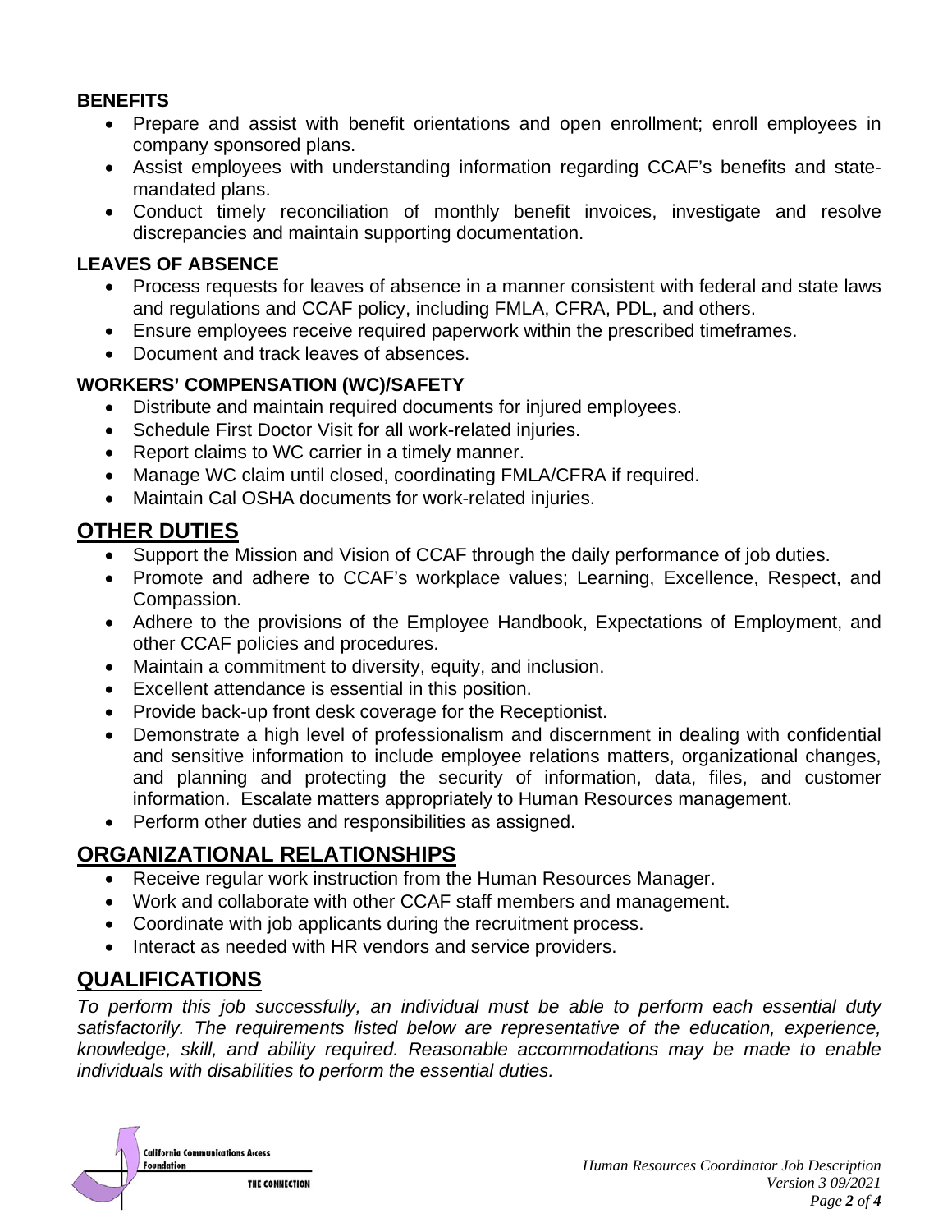### BENEFITS

- Prepare and assist with benefit orientations and open enrollment; enroll employees in company sponsored plans.
- Assist employees with understanding information regarding CCAF's benefits and state-mandated plans.
- Conduct timely reconciliation of monthly benefit invoices, investigate and resolve discrepancies and maintain supporting documentation.

### LEAVES OF ABSENCE

- Process requests for leaves of absence in a manner consistent with federal and state laws and regulations and CCAF policy, including FMLA, CFRA, PDL, and others.
- Ensure employees receive required paperwork within the prescribed timeframes.
- Document and track leaves of absences.

### WORKERS' COMPENSATION (WC)/SAFETY

- Distribute and maintain required documents for injured employees.
- Schedule First Doctor Visit for all work-related injuries.
- Report claims to WC carrier in a timely manner.
- Manage WC claim until closed, coordinating FMLA/CFRA if required.
- Maintain Cal OSHA documents for work-related injuries.

## OTHER DUTIES

- Support the Mission and Vision of CCAF through the daily performance of job duties.
- Promote and adhere to CCAF's workplace values; Learning, Excellence, Respect, and Compassion.
- Adhere to the provisions of the Employee Handbook, Expectations of Employment, and other CCAF policies and procedures.
- Maintain a commitment to diversity, equity, and inclusion.
- Excellent attendance is essential in this position.
- Provide back-up front desk coverage for the Receptionist.
- Demonstrate a high level of professionalism and discernment in dealing with confidential and sensitive information to include employee relations matters, organizational changes, and planning and protecting the security of information, data, files, and customer information. Escalate matters appropriately to Human Resources management.
- Perform other duties and responsibilities as assigned.

## ORGANIZATIONAL RELATIONSHIPS

- Receive regular work instruction from the Human Resources Manager.
- Work and collaborate with other CCAF staff members and management.
- Coordinate with job applicants during the recruitment process.
- Interact as needed with HR vendors and service providers.

## QUALIFICATIONS

*To perform this job successfully, an individual must be able to perform each essential duty satisfactorily. The requirements listed below are representative of the education, experience, knowledge, skill, and ability required. Reasonable accommodations may be made to enable individuals with disabilities to perform the essential duties.*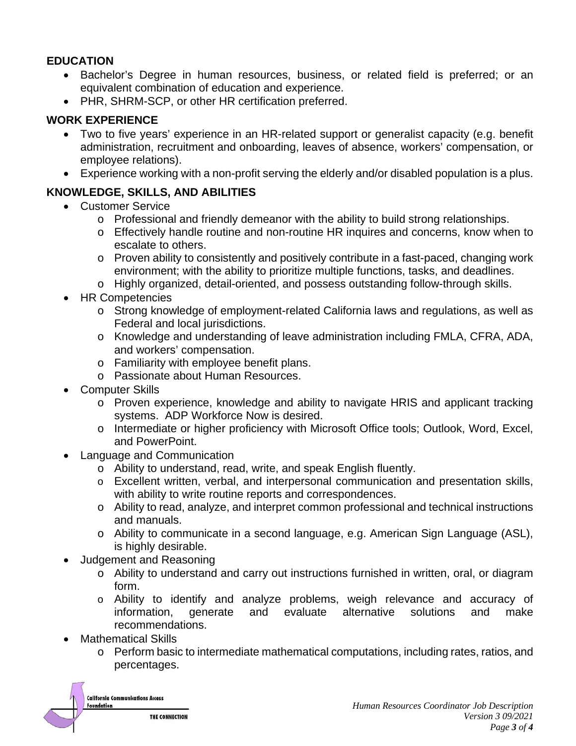## EDUCATION

- Bachelor's Degree in human resources, business, or related field is preferred; or an equivalent combination of education and experience.
- PHR, SHRM-SCP, or other HR certification preferred.

## WORK EXPERIENCE

- Two to five years' experience in an HR-related support or generalist capacity (e.g. benefit administration, recruitment and onboarding, leaves of absence, workers' compensation, or employee relations).
- Experience working with a non-profit serving the elderly and/or disabled population is a plus.

## KNOWLEDGE, SKILLS, AND ABILITIES

- Customer Service
  - Professional and friendly demeanor with the ability to build strong relationships.
  - Effectively handle routine and non-routine HR inquires and concerns, know when to escalate to others.
  - Proven ability to consistently and positively contribute in a fast-paced, changing work environment; with the ability to prioritize multiple functions, tasks, and deadlines.
  - Highly organized, detail-oriented, and possess outstanding follow-through skills.
- HR Competencies
  - Strong knowledge of employment-related California laws and regulations, as well as Federal and local jurisdictions.
  - Knowledge and understanding of leave administration including FMLA, CFRA, ADA, and workers' compensation.
  - Familiarity with employee benefit plans.
  - Passionate about Human Resources.
- Computer Skills
  - Proven experience, knowledge and ability to navigate HRIS and applicant tracking systems. ADP Workforce Now is desired.
  - Intermediate or higher proficiency with Microsoft Office tools; Outlook, Word, Excel, and PowerPoint.
- Language and Communication
  - Ability to understand, read, write, and speak English fluently.
  - Excellent written, verbal, and interpersonal communication and presentation skills, with ability to write routine reports and correspondences.
  - Ability to read, analyze, and interpret common professional and technical instructions and manuals.
  - Ability to communicate in a second language, e.g. American Sign Language (ASL), is highly desirable.
- Judgement and Reasoning
  - Ability to understand and carry out instructions furnished in written, oral, or diagram form.
  - Ability to identify and analyze problems, weigh relevance and accuracy of information, generate and evaluate alternative solutions and make recommendations.
- Mathematical Skills
  - Perform basic to intermediate mathematical computations, including rates, ratios, and percentages.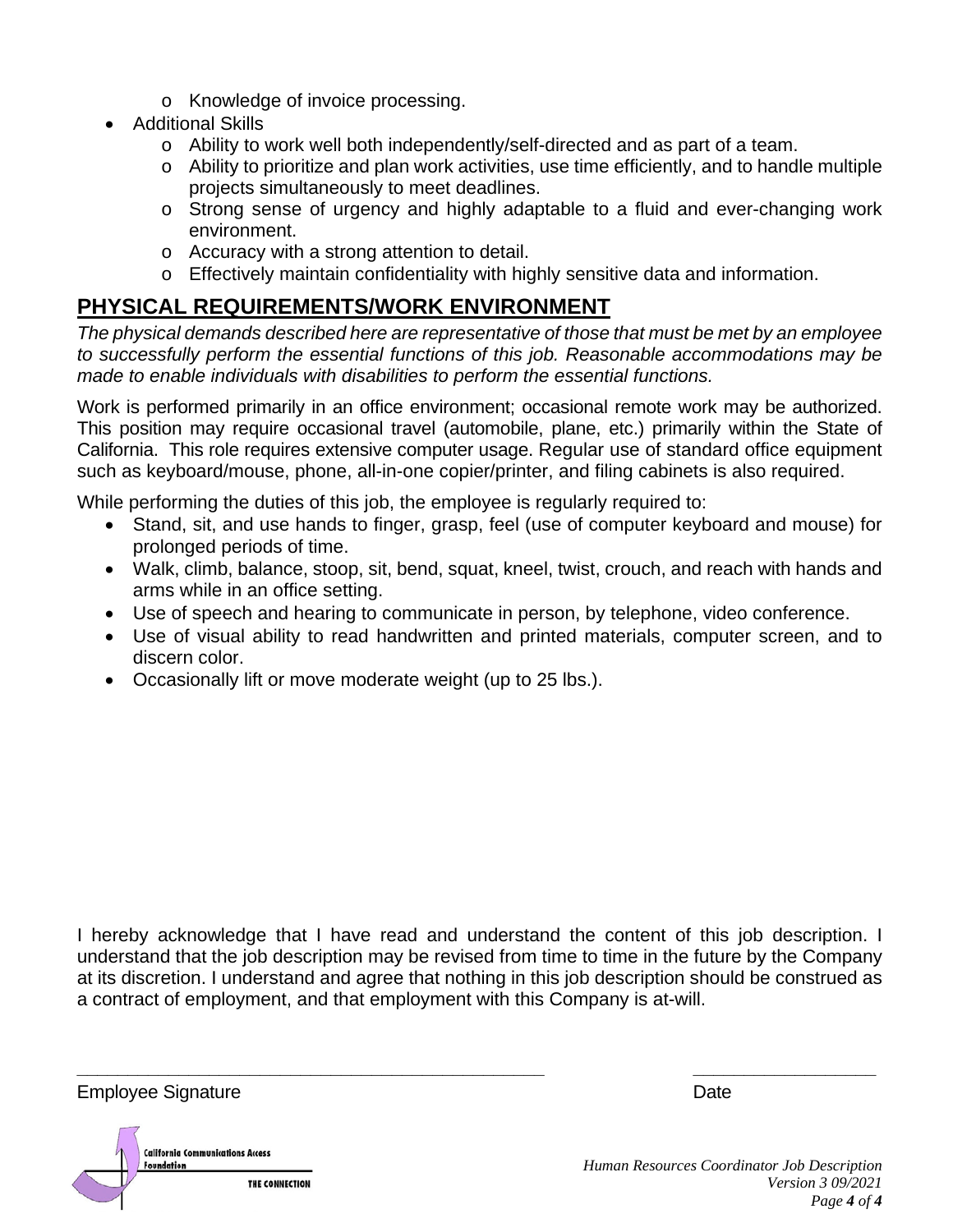- Knowledge of invoice processing.
- Additional Skills
  - Ability to work well both independently/self-directed and as part of a team.
  - Ability to prioritize and plan work activities, use time efficiently, and to handle multiple projects simultaneously to meet deadlines.
  - Strong sense of urgency and highly adaptable to a fluid and ever-changing work environment.
  - Accuracy with a strong attention to detail.
  - Effectively maintain confidentiality with highly sensitive data and information.

## PHYSICAL REQUIREMENTS/WORK ENVIRONMENT

*The physical demands described here are representative of those that must be met by an employee to successfully perform the essential functions of this job. Reasonable accommodations may be made to enable individuals with disabilities to perform the essential functions.*

Work is performed primarily in an office environment; occasional remote work may be authorized. This position may require occasional travel (automobile, plane, etc.) primarily within the State of California. This role requires extensive computer usage. Regular use of standard office equipment such as keyboard/mouse, phone, all-in-one copier/printer, and filing cabinets is also required.

While performing the duties of this job, the employee is regularly required to:

- Stand, sit, and use hands to finger, grasp, feel (use of computer keyboard and mouse) for prolonged periods of time.
- Walk, climb, balance, stoop, sit, bend, squat, kneel, twist, crouch, and reach with hands and arms while in an office setting.
- Use of speech and hearing to communicate in person, by telephone, video conference.
- Use of visual ability to read handwritten and printed materials, computer screen, and to discern color.
- Occasionally lift or move moderate weight (up to 25 lbs.).

I hereby acknowledge that I have read and understand the content of this job description. I understand that the job description may be revised from time to time in the future by the Company at its discretion. I understand and agree that nothing in this job description should be construed as a contract of employment, and that employment with this Company is at-will.

_______________________________________________ ___________________

Employee Signature Date